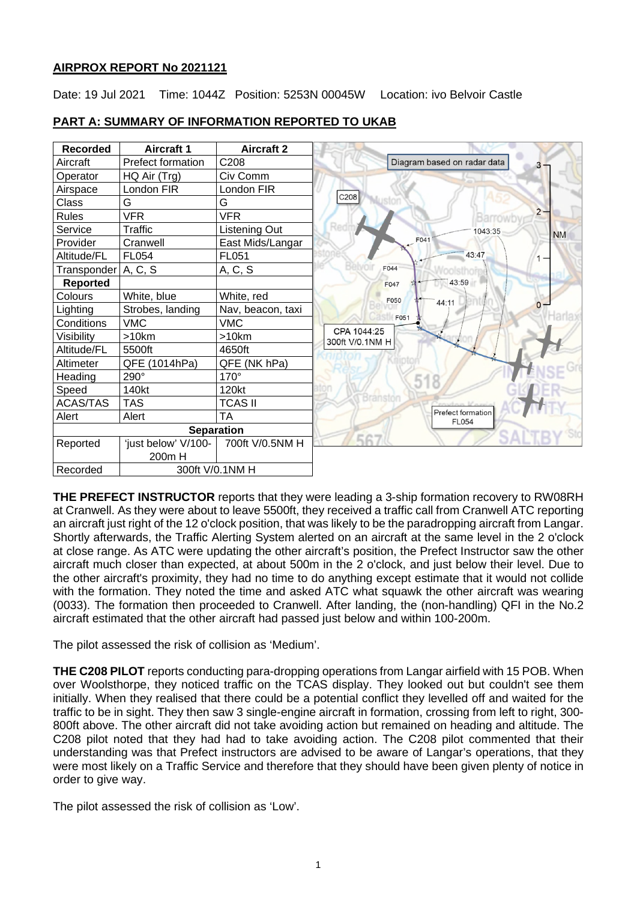## AIRPROX REPORT No 2021121

Date: 19 Jul 2021 Time: 1044Z Position: 5253N 00045W Location: ivo Belvoir Castle

## PART A: SUMMARY OF INFORMATION REPORTED TO UKAB

| Recorded | Aircraft 1 | Aircraft 2 |
|---|---|---|
| Aircraft | Prefect formation | C208 |
| Operator | HQ Air (Trg) | Civ Comm |
| Airspace | London FIR | London FIR |
| Class | G | G |
| Rules | VFR | VFR |
| Service | Traffic | Listening Out |
| Provider | Cranwell | East Mids/Langar |
| Altitude/FL | FL054 | FL051 |
| Transponder | A, C, S | A, C, S |
| **Reported** | | |
| Colours | White, blue | White, red |
| Lighting | Strobes, landing | Nav, beacon, taxi |
| Conditions | VMC | VMC |
| Visibility | >10km | >10km |
| Altitude/FL | 5500ft | 4650ft |
| Altimeter | QFE (1014hPa) | QFE (NK hPa) |
| Heading | 290° | 170° |
| Speed | 140kt | 120kt |
| ACAS/TAS | TAS | TCAS II |
| Alert | Alert | TA |
| **Separation** | | |
| Reported | 'just below' V/100-200m H | 700ft V/0.5NM H |
| Recorded | 300ft V/0.1NM H | |

Diagram based on radar data

**THE PREFECT INSTRUCTOR** reports that they were leading a 3-ship formation recovery to RW08RH at Cranwell. As they were about to leave 5500ft, they received a traffic call from Cranwell ATC reporting an aircraft just right of the 12 o'clock position, that was likely to be the paradropping aircraft from Langar. Shortly afterwards, the Traffic Alerting System alerted on an aircraft at the same level in the 2 o'clock at close range. As ATC were updating the other aircraft's position, the Prefect Instructor saw the other aircraft much closer than expected, at about 500m in the 2 o'clock, and just below their level. Due to the other aircraft's proximity, they had no time to do anything except estimate that it would not collide with the formation. They noted the time and asked ATC what squawk the other aircraft was wearing (0033). The formation then proceeded to Cranwell. After landing, the (non-handling) QFI in the No.2 aircraft estimated that the other aircraft had passed just below and within 100-200m.

The pilot assessed the risk of collision as 'Medium'.

**THE C208 PILOT** reports conducting para-dropping operations from Langar airfield with 15 POB. When over Woolsthorpe, they noticed traffic on the TCAS display. They looked out but couldn't see them initially. When they realised that there could be a potential conflict they levelled off and waited for the traffic to be in sight. They then saw 3 single-engine aircraft in formation, crossing from left to right, 300-800ft above. The other aircraft did not take avoiding action but remained on heading and altitude. The C208 pilot noted that they had had to take avoiding action. The C208 pilot commented that their understanding was that Prefect instructors are advised to be aware of Langar's operations, that they were most likely on a Traffic Service and therefore that they should have been given plenty of notice in order to give way.

The pilot assessed the risk of collision as 'Low'.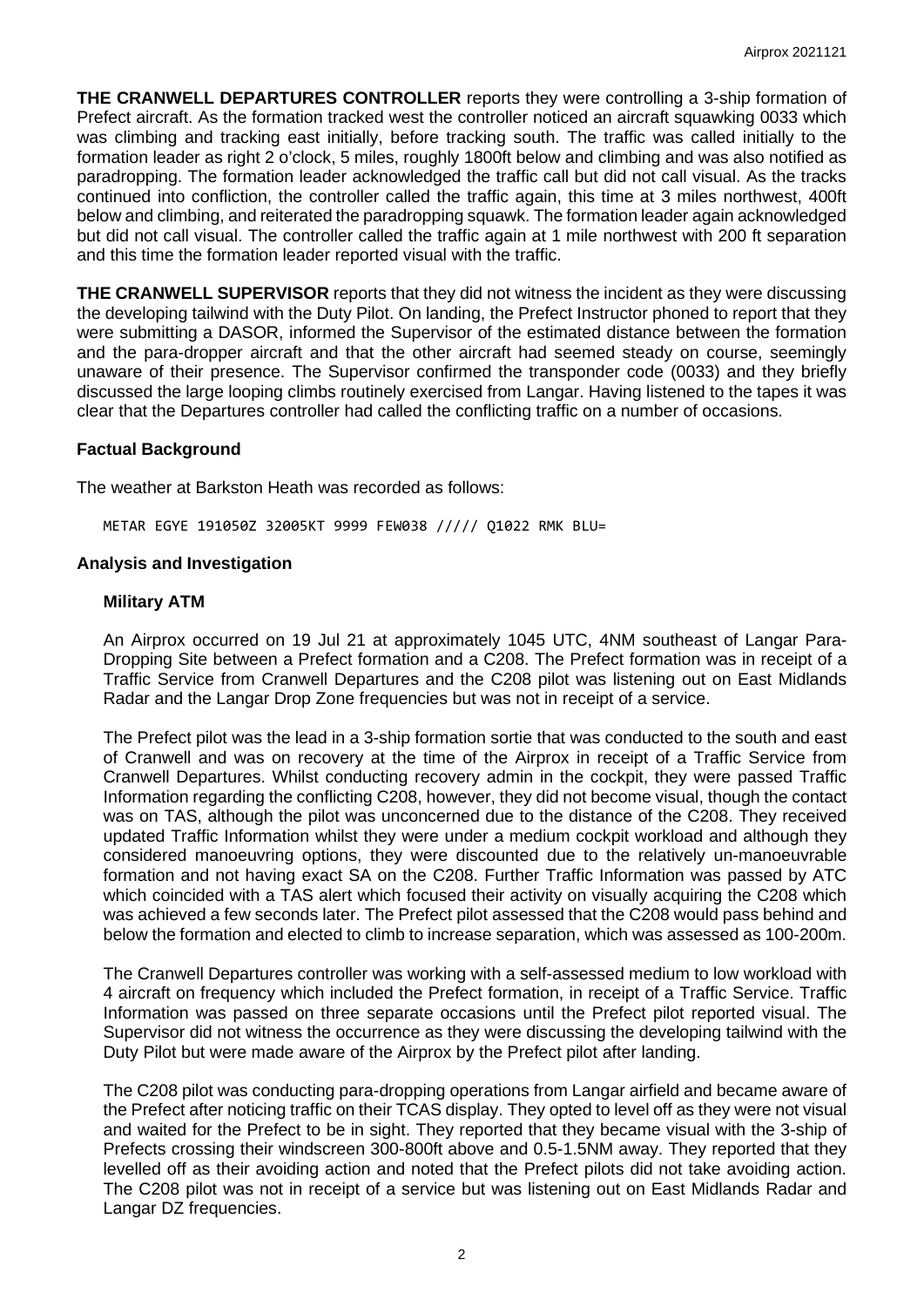**THE CRANWELL DEPARTURES CONTROLLER** reports they were controlling a 3-ship formation of Prefect aircraft. As the formation tracked west the controller noticed an aircraft squawking 0033 which was climbing and tracking east initially, before tracking south. The traffic was called initially to the formation leader as right 2 o'clock, 5 miles, roughly 1800ft below and climbing and was also notified as paradropping. The formation leader acknowledged the traffic call but did not call visual. As the tracks continued into confliction, the controller called the traffic again, this time at 3 miles northwest, 400ft below and climbing, and reiterated the paradropping squawk. The formation leader again acknowledged but did not call visual. The controller called the traffic again at 1 mile northwest with 200 ft separation and this time the formation leader reported visual with the traffic.

**THE CRANWELL SUPERVISOR** reports that they did not witness the incident as they were discussing the developing tailwind with the Duty Pilot. On landing, the Prefect Instructor phoned to report that they were submitting a DASOR, informed the Supervisor of the estimated distance between the formation and the para-dropper aircraft and that the other aircraft had seemed steady on course, seemingly unaware of their presence. The Supervisor confirmed the transponder code (0033) and they briefly discussed the large looping climbs routinely exercised from Langar. Having listened to the tapes it was clear that the Departures controller had called the conflicting traffic on a number of occasions.

## Factual Background

The weather at Barkston Heath was recorded as follows:

```
METAR EGYE 191050Z 32005KT 9999 FEW038 ///// Q1022 RMK BLU=
```

## Analysis and Investigation

### Military ATM

An Airprox occurred on 19 Jul 21 at approximately 1045 UTC, 4NM southeast of Langar Para-Dropping Site between a Prefect formation and a C208. The Prefect formation was in receipt of a Traffic Service from Cranwell Departures and the C208 pilot was listening out on East Midlands Radar and the Langar Drop Zone frequencies but was not in receipt of a service.

The Prefect pilot was the lead in a 3-ship formation sortie that was conducted to the south and east of Cranwell and was on recovery at the time of the Airprox in receipt of a Traffic Service from Cranwell Departures. Whilst conducting recovery admin in the cockpit, they were passed Traffic Information regarding the conflicting C208, however, they did not become visual, though the contact was on TAS, although the pilot was unconcerned due to the distance of the C208. They received updated Traffic Information whilst they were under a medium cockpit workload and although they considered manoeuvring options, they were discounted due to the relatively un-manoeuvrable formation and not having exact SA on the C208. Further Traffic Information was passed by ATC which coincided with a TAS alert which focused their activity on visually acquiring the C208 which was achieved a few seconds later. The Prefect pilot assessed that the C208 would pass behind and below the formation and elected to climb to increase separation, which was assessed as 100-200m.

The Cranwell Departures controller was working with a self-assessed medium to low workload with 4 aircraft on frequency which included the Prefect formation, in receipt of a Traffic Service. Traffic Information was passed on three separate occasions until the Prefect pilot reported visual. The Supervisor did not witness the occurrence as they were discussing the developing tailwind with the Duty Pilot but were made aware of the Airprox by the Prefect pilot after landing.

The C208 pilot was conducting para-dropping operations from Langar airfield and became aware of the Prefect after noticing traffic on their TCAS display. They opted to level off as they were not visual and waited for the Prefect to be in sight. They reported that they became visual with the 3-ship of Prefects crossing their windscreen 300-800ft above and 0.5-1.5NM away. They reported that they levelled off as their avoiding action and noted that the Prefect pilots did not take avoiding action. The C208 pilot was not in receipt of a service but was listening out on East Midlands Radar and Langar DZ frequencies.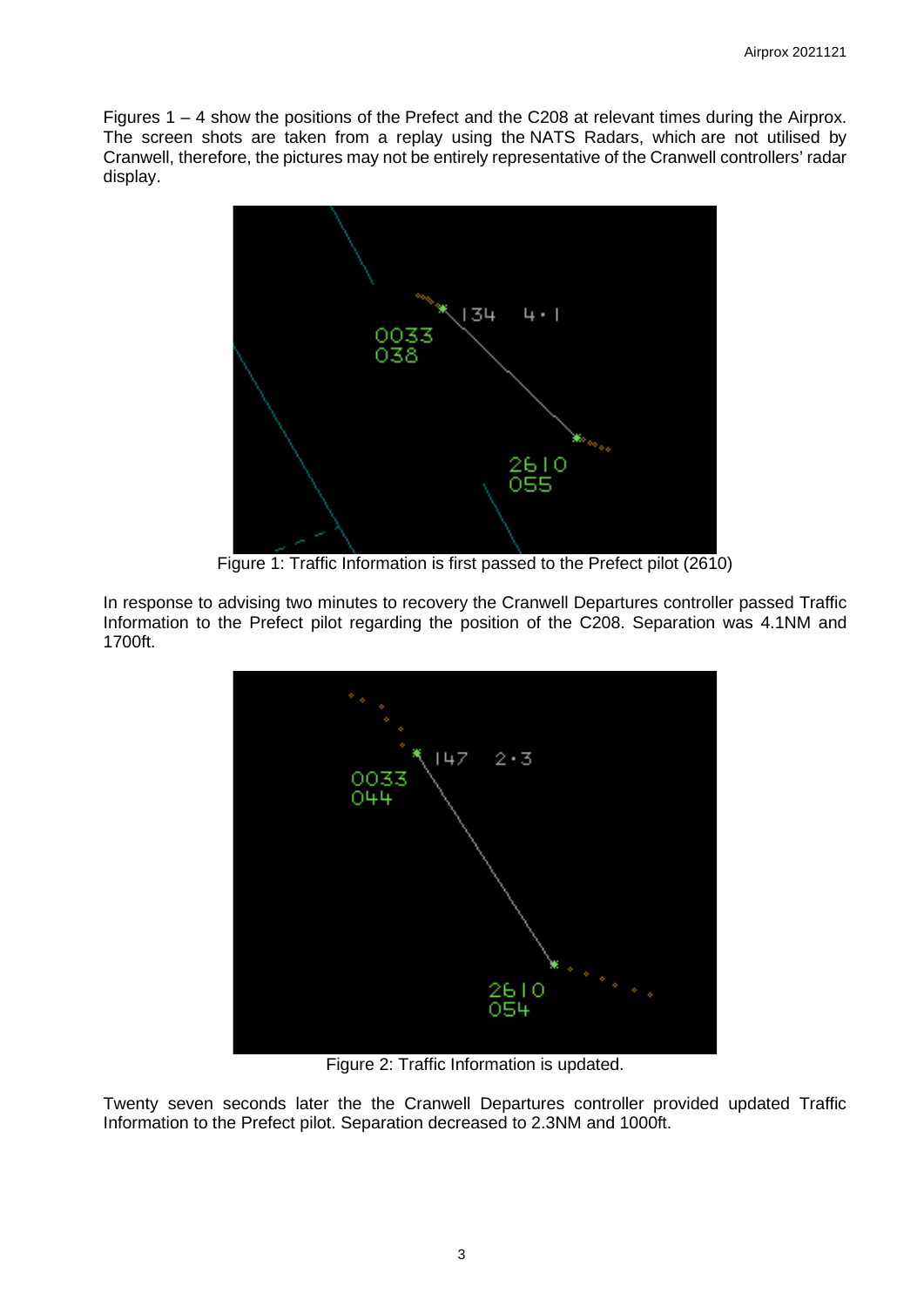Figures 1 – 4 show the positions of the Prefect and the C208 at relevant times during the Airprox. The screen shots are taken from a replay using the NATS Radars, which are not utilised by Cranwell, therefore, the pictures may not be entirely representative of the Cranwell controllers' radar display.

Figure 1: Traffic Information is first passed to the Prefect pilot (2610)

In response to advising two minutes to recovery the Cranwell Departures controller passed Traffic Information to the Prefect pilot regarding the position of the C208. Separation was 4.1NM and 1700ft.

Figure 2: Traffic Information is updated.

Twenty seven seconds later the the Cranwell Departures controller provided updated Traffic Information to the Prefect pilot. Separation decreased to 2.3NM and 1000ft.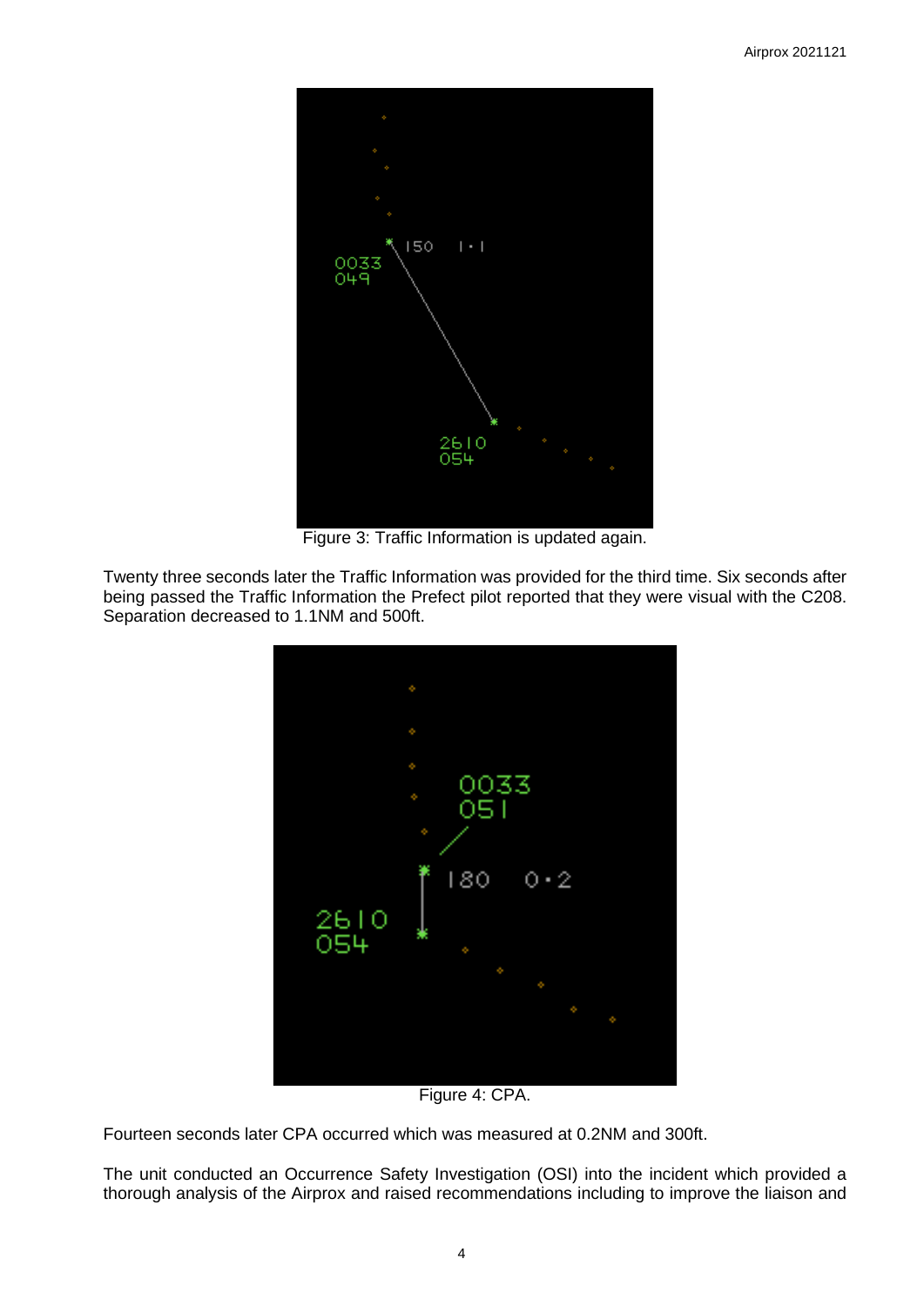Figure 3: Traffic Information is updated again.

Twenty three seconds later the Traffic Information was provided for the third time. Six seconds after being passed the Traffic Information the Prefect pilot reported that they were visual with the C208. Separation decreased to 1.1NM and 500ft.

Figure 4: CPA.

Fourteen seconds later CPA occurred which was measured at 0.2NM and 300ft.

The unit conducted an Occurrence Safety Investigation (OSI) into the incident which provided a thorough analysis of the Airprox and raised recommendations including to improve the liaison and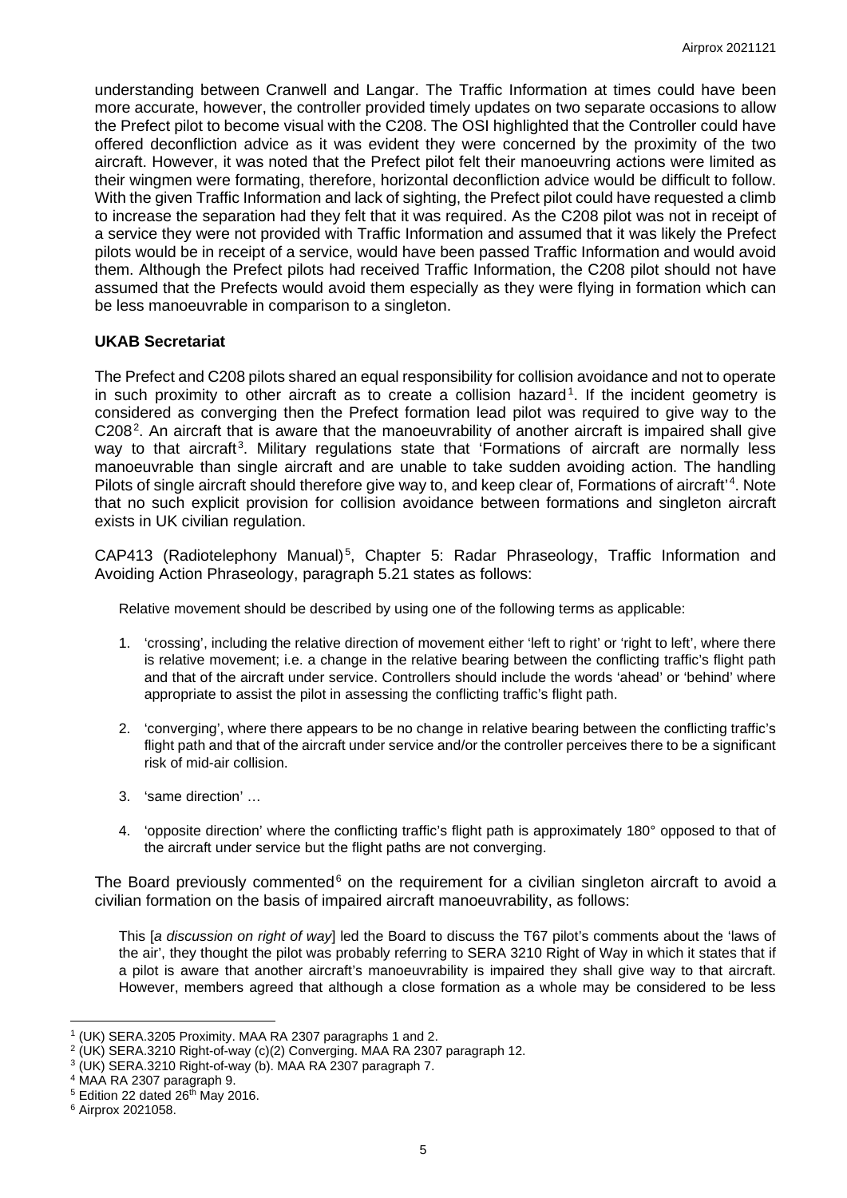understanding between Cranwell and Langar. The Traffic Information at times could have been more accurate, however, the controller provided timely updates on two separate occasions to allow the Prefect pilot to become visual with the C208. The OSI highlighted that the Controller could have offered deconfliction advice as it was evident they were concerned by the proximity of the two aircraft. However, it was noted that the Prefect pilot felt their manoeuvring actions were limited as their wingmen were formating, therefore, horizontal deconfliction advice would be difficult to follow. With the given Traffic Information and lack of sighting, the Prefect pilot could have requested a climb to increase the separation had they felt that it was required. As the C208 pilot was not in receipt of a service they were not provided with Traffic Information and assumed that it was likely the Prefect pilots would be in receipt of a service, would have been passed Traffic Information and would avoid them. Although the Prefect pilots had received Traffic Information, the C208 pilot should not have assumed that the Prefects would avoid them especially as they were flying in formation which can be less manoeuvrable in comparison to a singleton.

### UKAB Secretariat

The Prefect and C208 pilots shared an equal responsibility for collision avoidance and not to operate in such proximity to other aircraft as to create a collision hazard[1]. If the incident geometry is considered as converging then the Prefect formation lead pilot was required to give way to the C208[2]. An aircraft that is aware that the manoeuvrability of another aircraft is impaired shall give way to that aircraft[3]. Military regulations state that 'Formations of aircraft are normally less manoeuvrable than single aircraft and are unable to take sudden avoiding action. The handling Pilots of single aircraft should therefore give way to, and keep clear of, Formations of aircraft'[4]. Note that no such explicit provision for collision avoidance between formations and singleton aircraft exists in UK civilian regulation.

CAP413 (Radiotelephony Manual)[5], Chapter 5: Radar Phraseology, Traffic Information and Avoiding Action Phraseology, paragraph 5.21 states as follows:

> Relative movement should be described by using one of the following terms as applicable:
>
> 1. 'crossing', including the relative direction of movement either 'left to right' or 'right to left', where there is relative movement; i.e. a change in the relative bearing between the conflicting traffic's flight path and that of the aircraft under service. Controllers should include the words 'ahead' or 'behind' where appropriate to assist the pilot in assessing the conflicting traffic's flight path.
> 2. 'converging', where there appears to be no change in relative bearing between the conflicting traffic's flight path and that of the aircraft under service and/or the controller perceives there to be a significant risk of mid-air collision.
> 3. 'same direction' …
> 4. 'opposite direction' where the conflicting traffic's flight path is approximately 180° opposed to that of the aircraft under service but the flight paths are not converging.

The Board previously commented[6] on the requirement for a civilian singleton aircraft to avoid a civilian formation on the basis of impaired aircraft manoeuvrability, as follows:

> This [*a discussion on right of way*] led the Board to discuss the T67 pilot's comments about the 'laws of the air', they thought the pilot was probably referring to SERA 3210 Right of Way in which it states that if a pilot is aware that another aircraft's manoeuvrability is impaired they shall give way to that aircraft. However, members agreed that although a close formation as a whole may be considered to be less

---

[1] (UK) SERA.3205 Proximity. MAA RA 2307 paragraphs 1 and 2.

[2] (UK) SERA.3210 Right-of-way (c)(2) Converging. MAA RA 2307 paragraph 12.

[3] (UK) SERA.3210 Right-of-way (b). MAA RA 2307 paragraph 7.

[4] MAA RA 2307 paragraph 9.

[5] Edition 22 dated 26th May 2016.

[6] Airprox 2021058.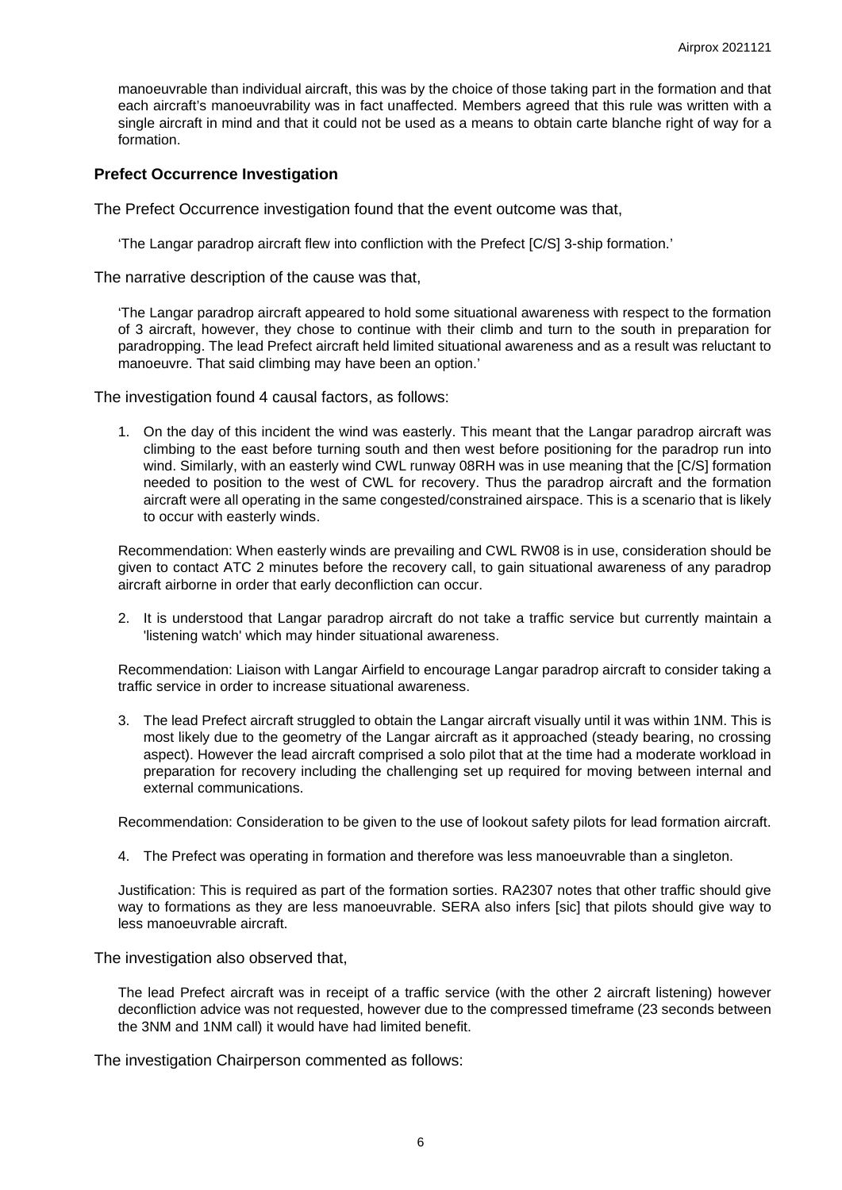manoeuvrable than individual aircraft, this was by the choice of those taking part in the formation and that each aircraft's manoeuvrability was in fact unaffected. Members agreed that this rule was written with a single aircraft in mind and that it could not be used as a means to obtain carte blanche right of way for a formation.

**Prefect Occurrence Investigation**

The Prefect Occurrence investigation found that the event outcome was that,

'The Langar paradrop aircraft flew into confliction with the Prefect [C/S] 3-ship formation.'

The narrative description of the cause was that,

'The Langar paradrop aircraft appeared to hold some situational awareness with respect to the formation of 3 aircraft, however, they chose to continue with their climb and turn to the south in preparation for paradropping. The lead Prefect aircraft held limited situational awareness and as a result was reluctant to manoeuvre. That said climbing may have been an option.'

The investigation found 4 causal factors, as follows:

1. On the day of this incident the wind was easterly. This meant that the Langar paradrop aircraft was climbing to the east before turning south and then west before positioning for the paradrop run into wind. Similarly, with an easterly wind CWL runway 08RH was in use meaning that the [C/S] formation needed to position to the west of CWL for recovery. Thus the paradrop aircraft and the formation aircraft were all operating in the same congested/constrained airspace. This is a scenario that is likely to occur with easterly winds.

   Recommendation: When easterly winds are prevailing and CWL RW08 is in use, consideration should be given to contact ATC 2 minutes before the recovery call, to gain situational awareness of any paradrop aircraft airborne in order that early deconfliction can occur.

2. It is understood that Langar paradrop aircraft do not take a traffic service but currently maintain a 'listening watch' which may hinder situational awareness.

   Recommendation: Liaison with Langar Airfield to encourage Langar paradrop aircraft to consider taking a traffic service in order to increase situational awareness.

3. The lead Prefect aircraft struggled to obtain the Langar aircraft visually until it was within 1NM. This is most likely due to the geometry of the Langar aircraft as it approached (steady bearing, no crossing aspect). However the lead aircraft comprised a solo pilot that at the time had a moderate workload in preparation for recovery including the challenging set up required for moving between internal and external communications.

   Recommendation: Consideration to be given to the use of lookout safety pilots for lead formation aircraft.

4. The Prefect was operating in formation and therefore was less manoeuvrable than a singleton.

   Justification: This is required as part of the formation sorties. RA2307 notes that other traffic should give way to formations as they are less manoeuvrable. SERA also infers [sic] that pilots should give way to less manoeuvrable aircraft.

The investigation also observed that,

The lead Prefect aircraft was in receipt of a traffic service (with the other 2 aircraft listening) however deconfliction advice was not requested, however due to the compressed timeframe (23 seconds between the 3NM and 1NM call) it would have had limited benefit.

The investigation Chairperson commented as follows: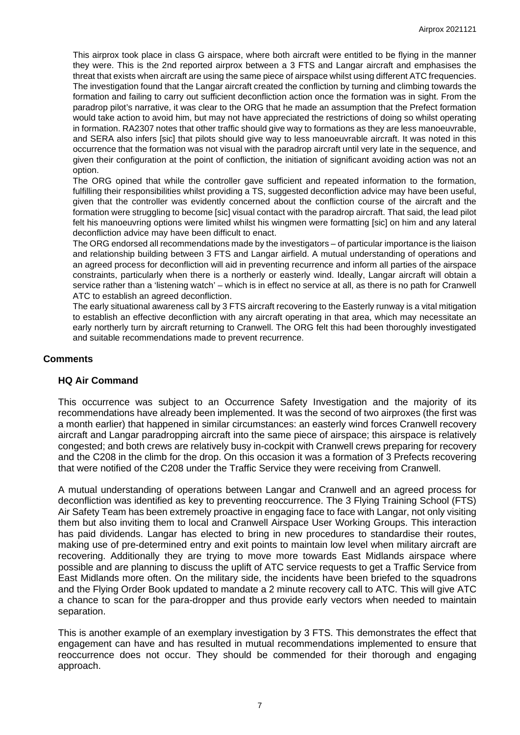This airprox took place in class G airspace, where both aircraft were entitled to be flying in the manner they were. This is the 2nd reported airprox between a 3 FTS and Langar aircraft and emphasises the threat that exists when aircraft are using the same piece of airspace whilst using different ATC frequencies. The investigation found that the Langar aircraft created the confliction by turning and climbing towards the formation and failing to carry out sufficient deconfliction action once the formation was in sight. From the paradrop pilot's narrative, it was clear to the ORG that he made an assumption that the Prefect formation would take action to avoid him, but may not have appreciated the restrictions of doing so whilst operating in formation. RA2307 notes that other traffic should give way to formations as they are less manoeuvrable, and SERA also infers [sic] that pilots should give way to less manoeuvrable aircraft. It was noted in this occurrence that the formation was not visual with the paradrop aircraft until very late in the sequence, and given their configuration at the point of confliction, the initiation of significant avoiding action was not an option.

The ORG opined that while the controller gave sufficient and repeated information to the formation, fulfilling their responsibilities whilst providing a TS, suggested deconfliction advice may have been useful, given that the controller was evidently concerned about the confliction course of the aircraft and the formation were struggling to become [sic] visual contact with the paradrop aircraft. That said, the lead pilot felt his manoeuvring options were limited whilst his wingmen were formatting [sic] on him and any lateral deconfliction advice may have been difficult to enact.

The ORG endorsed all recommendations made by the investigators – of particular importance is the liaison and relationship building between 3 FTS and Langar airfield. A mutual understanding of operations and an agreed process for deconfliction will aid in preventing recurrence and inform all parties of the airspace constraints, particularly when there is a northerly or easterly wind. Ideally, Langar aircraft will obtain a service rather than a 'listening watch' – which is in effect no service at all, as there is no path for Cranwell ATC to establish an agreed deconfliction.

The early situational awareness call by 3 FTS aircraft recovering to the Easterly runway is a vital mitigation to establish an effective deconfliction with any aircraft operating in that area, which may necessitate an early northerly turn by aircraft returning to Cranwell. The ORG felt this had been thoroughly investigated and suitable recommendations made to prevent recurrence.

## Comments

### HQ Air Command

This occurrence was subject to an Occurrence Safety Investigation and the majority of its recommendations have already been implemented. It was the second of two airproxes (the first was a month earlier) that happened in similar circumstances: an easterly wind forces Cranwell recovery aircraft and Langar paradropping aircraft into the same piece of airspace; this airspace is relatively congested; and both crews are relatively busy in-cockpit with Cranwell crews preparing for recovery and the C208 in the climb for the drop. On this occasion it was a formation of 3 Prefects recovering that were notified of the C208 under the Traffic Service they were receiving from Cranwell.

A mutual understanding of operations between Langar and Cranwell and an agreed process for deconfliction was identified as key to preventing reoccurrence. The 3 Flying Training School (FTS) Air Safety Team has been extremely proactive in engaging face to face with Langar, not only visiting them but also inviting them to local and Cranwell Airspace User Working Groups. This interaction has paid dividends. Langar has elected to bring in new procedures to standardise their routes, making use of pre-determined entry and exit points to maintain low level when military aircraft are recovering. Additionally they are trying to move more towards East Midlands airspace where possible and are planning to discuss the uplift of ATC service requests to get a Traffic Service from East Midlands more often. On the military side, the incidents have been briefed to the squadrons and the Flying Order Book updated to mandate a 2 minute recovery call to ATC. This will give ATC a chance to scan for the para-dropper and thus provide early vectors when needed to maintain separation.

This is another example of an exemplary investigation by 3 FTS. This demonstrates the effect that engagement can have and has resulted in mutual recommendations implemented to ensure that reoccurrence does not occur. They should be commended for their thorough and engaging approach.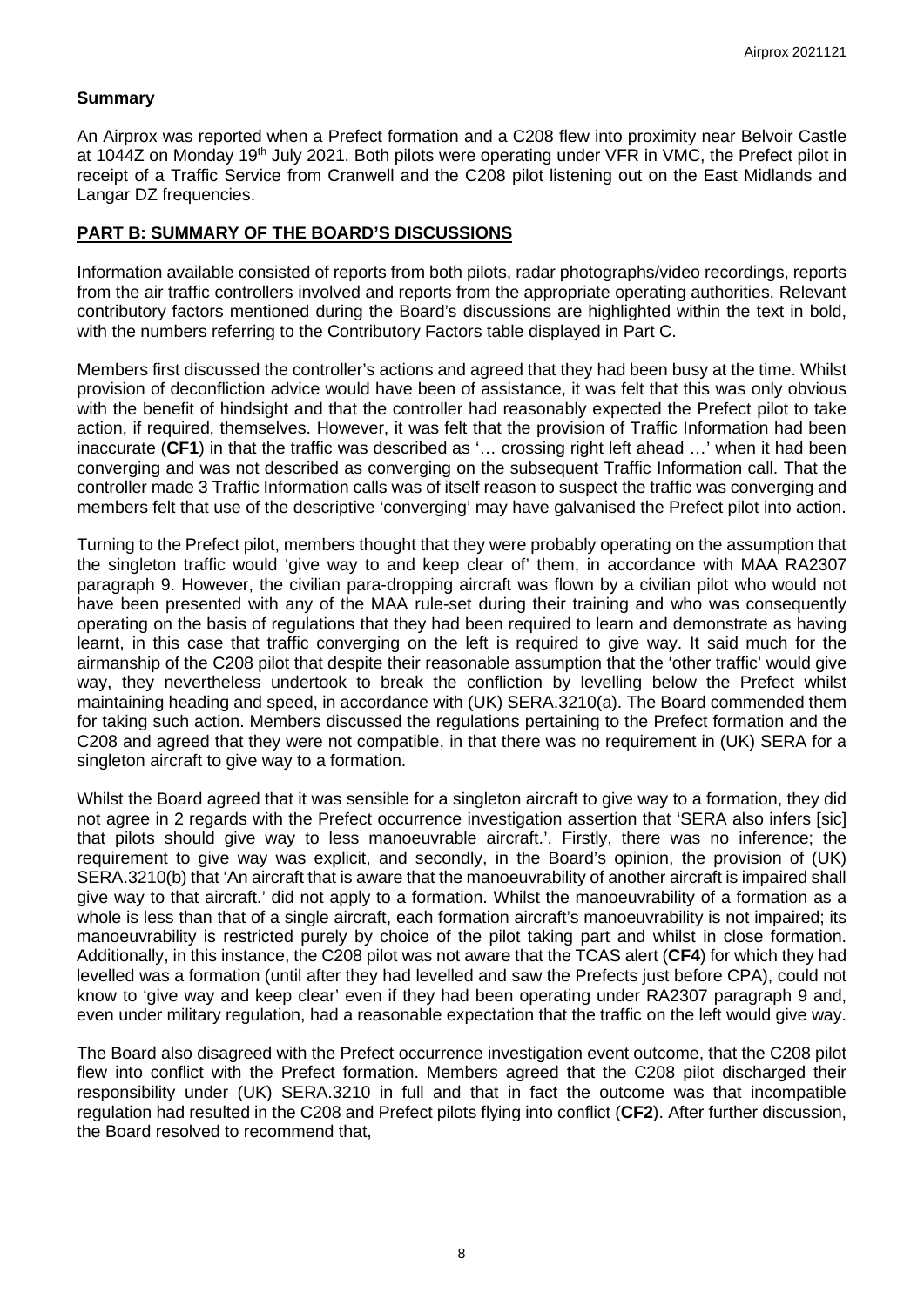## Summary

An Airprox was reported when a Prefect formation and a C208 flew into proximity near Belvoir Castle at 1044Z on Monday 19th July 2021. Both pilots were operating under VFR in VMC, the Prefect pilot in receipt of a Traffic Service from Cranwell and the C208 pilot listening out on the East Midlands and Langar DZ frequencies.

## PART B: SUMMARY OF THE BOARD'S DISCUSSIONS

Information available consisted of reports from both pilots, radar photographs/video recordings, reports from the air traffic controllers involved and reports from the appropriate operating authorities. Relevant contributory factors mentioned during the Board's discussions are highlighted within the text in bold, with the numbers referring to the Contributory Factors table displayed in Part C.

Members first discussed the controller's actions and agreed that they had been busy at the time. Whilst provision of deconfliction advice would have been of assistance, it was felt that this was only obvious with the benefit of hindsight and that the controller had reasonably expected the Prefect pilot to take action, if required, themselves. However, it was felt that the provision of Traffic Information had been inaccurate (**CF1**) in that the traffic was described as '… crossing right left ahead …' when it had been converging and was not described as converging on the subsequent Traffic Information call. That the controller made 3 Traffic Information calls was of itself reason to suspect the traffic was converging and members felt that use of the descriptive 'converging' may have galvanised the Prefect pilot into action.

Turning to the Prefect pilot, members thought that they were probably operating on the assumption that the singleton traffic would 'give way to and keep clear of' them, in accordance with MAA RA2307 paragraph 9. However, the civilian para-dropping aircraft was flown by a civilian pilot who would not have been presented with any of the MAA rule-set during their training and who was consequently operating on the basis of regulations that they had been required to learn and demonstrate as having learnt, in this case that traffic converging on the left is required to give way. It said much for the airmanship of the C208 pilot that despite their reasonable assumption that the 'other traffic' would give way, they nevertheless undertook to break the confliction by levelling below the Prefect whilst maintaining heading and speed, in accordance with (UK) SERA.3210(a). The Board commended them for taking such action. Members discussed the regulations pertaining to the Prefect formation and the C208 and agreed that they were not compatible, in that there was no requirement in (UK) SERA for a singleton aircraft to give way to a formation.

Whilst the Board agreed that it was sensible for a singleton aircraft to give way to a formation, they did not agree in 2 regards with the Prefect occurrence investigation assertion that 'SERA also infers [sic] that pilots should give way to less manoeuvrable aircraft.'. Firstly, there was no inference; the requirement to give way was explicit, and secondly, in the Board's opinion, the provision of (UK) SERA.3210(b) that 'An aircraft that is aware that the manoeuvrability of another aircraft is impaired shall give way to that aircraft.' did not apply to a formation. Whilst the manoeuvrability of a formation as a whole is less than that of a single aircraft, each formation aircraft's manoeuvrability is not impaired; its manoeuvrability is restricted purely by choice of the pilot taking part and whilst in close formation. Additionally, in this instance, the C208 pilot was not aware that the TCAS alert (**CF4**) for which they had levelled was a formation (until after they had levelled and saw the Prefects just before CPA), could not know to 'give way and keep clear' even if they had been operating under RA2307 paragraph 9 and, even under military regulation, had a reasonable expectation that the traffic on the left would give way.

The Board also disagreed with the Prefect occurrence investigation event outcome, that the C208 pilot flew into conflict with the Prefect formation. Members agreed that the C208 pilot discharged their responsibility under (UK) SERA.3210 in full and that in fact the outcome was that incompatible regulation had resulted in the C208 and Prefect pilots flying into conflict (**CF2**). After further discussion, the Board resolved to recommend that,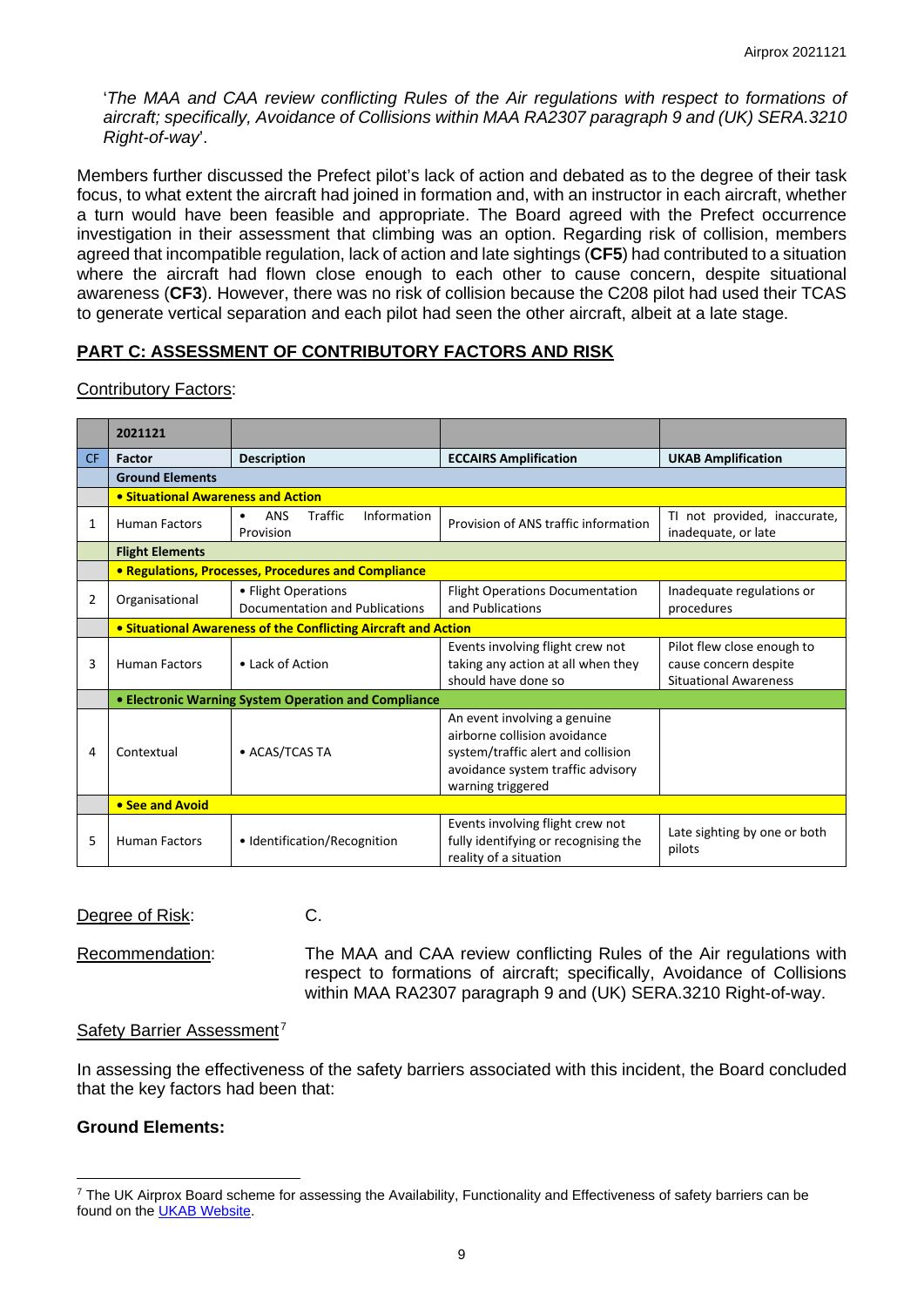'*The MAA and CAA review conflicting Rules of the Air regulations with respect to formations of aircraft; specifically, Avoidance of Collisions within MAA RA2307 paragraph 9 and (UK) SERA.3210 Right-of-way*'.

Members further discussed the Prefect pilot's lack of action and debated as to the degree of their task focus, to what extent the aircraft had joined in formation and, with an instructor in each aircraft, whether a turn would have been feasible and appropriate. The Board agreed with the Prefect occurrence investigation in their assessment that climbing was an option. Regarding risk of collision, members agreed that incompatible regulation, lack of action and late sightings (**CF5**) had contributed to a situation where the aircraft had flown close enough to each other to cause concern, despite situational awareness (**CF3**). However, there was no risk of collision because the C208 pilot had used their TCAS to generate vertical separation and each pilot had seen the other aircraft, albeit at a late stage.

## PART C: ASSESSMENT OF CONTRIBUTORY FACTORS AND RISK

Contributory Factors:

| | 2021121 | | | |
|---|---|---|---|---|
| CF | Factor | Description | ECCAIRS Amplification | UKAB Amplification |
| | **Ground Elements** | | | |
| | **• Situational Awareness and Action** | | | |
| 1 | Human Factors | • ANS Traffic Information Provision | Provision of ANS traffic information | TI not provided, inaccurate, inadequate, or late |
| | **Flight Elements** | | | |
| | **• Regulations, Processes, Procedures and Compliance** | | | |
| 2 | Organisational | • Flight Operations Documentation and Publications | Flight Operations Documentation and Publications | Inadequate regulations or procedures |
| | **• Situational Awareness of the Conflicting Aircraft and Action** | | | |
| 3 | Human Factors | • Lack of Action | Events involving flight crew not taking any action at all when they should have done so | Pilot flew close enough to cause concern despite Situational Awareness |
| | **• Electronic Warning System Operation and Compliance** | | | |
| 4 | Contextual | • ACAS/TCAS TA | An event involving a genuine airborne collision avoidance system/traffic alert and collision avoidance system traffic advisory warning triggered | |
| | **• See and Avoid** | | | |
| 5 | Human Factors | • Identification/Recognition | Events involving flight crew not fully identifying or recognising the reality of a situation | Late sighting by one or both pilots |

Degree of Risk: C.

Recommendation: The MAA and CAA review conflicting Rules of the Air regulations with respect to formations of aircraft; specifically, Avoidance of Collisions within MAA RA2307 paragraph 9 and (UK) SERA.3210 Right-of-way.

Safety Barrier Assessment[7]

In assessing the effectiveness of the safety barriers associated with this incident, the Board concluded that the key factors had been that:

**Ground Elements:**

[7] The UK Airprox Board scheme for assessing the Availability, Functionality and Effectiveness of safety barriers can be found on the UKAB Website.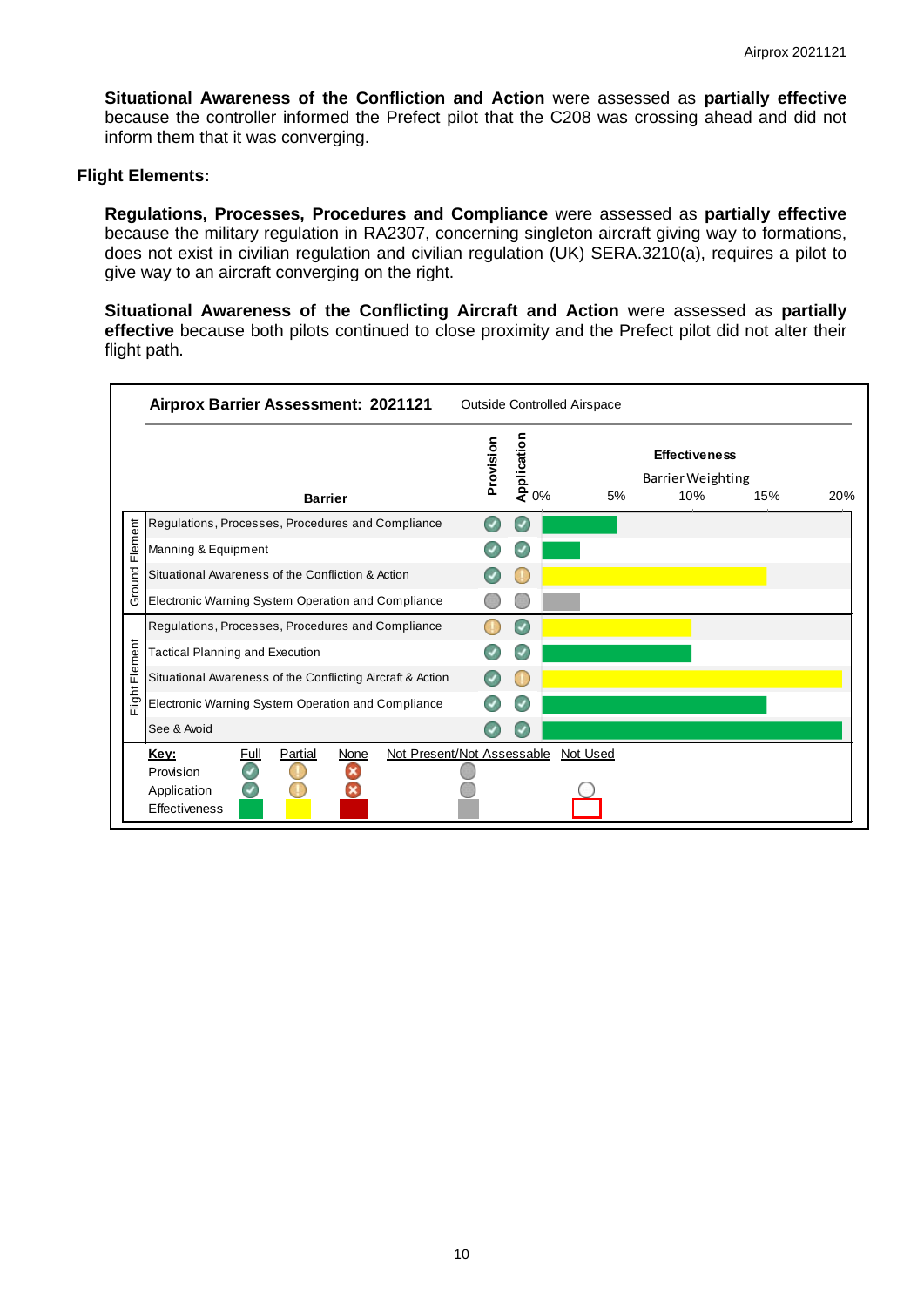**Situational Awareness of the Confliction and Action** were assessed as **partially effective** because the controller informed the Prefect pilot that the C208 was crossing ahead and did not inform them that it was converging.

**Flight Elements:**

**Regulations, Processes, Procedures and Compliance** were assessed as **partially effective** because the military regulation in RA2307, concerning singleton aircraft giving way to formations, does not exist in civilian regulation and civilian regulation (UK) SERA.3210(a), requires a pilot to give way to an aircraft converging on the right.

**Situational Awareness of the Conflicting Aircraft and Action** were assessed as **partially effective** because both pilots continued to close proximity and the Prefect pilot did not alter their flight path.

**Airprox Barrier Assessment: 2021121**

Outside Controlled Airspace

Barrier

Provision

Application

Effectiveness

Barrier Weighting

0%

5%

10%

15%

20%

Ground Element

Regulations, Processes, Procedures and Compliance

Manning & Equipment

Situational Awareness of the Confliction & Action

Electronic Warning System Operation and Compliance

Flight Element

Regulations, Processes, Procedures and Compliance

Tactical Planning and Execution

Situational Awareness of the Conflicting Aircraft & Action

Electronic Warning System Operation and Compliance

See & Avoid

Key:

Full

Partial

None

Not Present/Not Assessable

Not Used

Provision

Application

Effectiveness